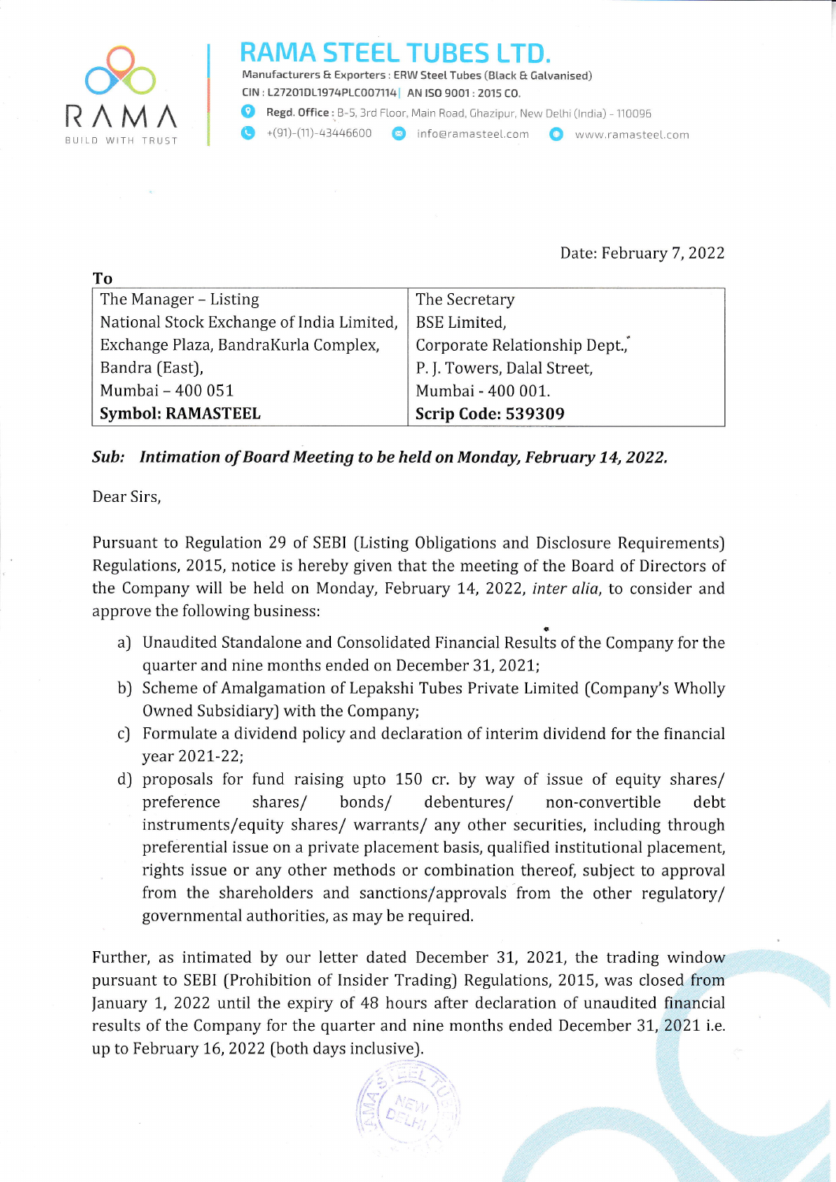# RAMA STEEL TUBES LTD.

Manufacturers & Exporters : ERW Steel Tubes (Black & Galvanised)
CIN : L27201DL1974PLC007114 | AN ISO 9001 : 2015 CO.
Regd. Office : B-5, 3rd Floor, Main Road, Ghazipur, New Delhi (India) - 110096
+(91)-(11)-43446600 info@ramasteel.com www.ramasteel.com

Date: February 7, 2022

**To**

| The Manager – Listing<br>National Stock Exchange of India Limited,<br>Exchange Plaza, BandraKurla Complex,<br>Bandra (East),<br>Mumbai – 400 051<br>**Symbol: RAMASTEEL** | The Secretary<br>BSE Limited,<br>Corporate Relationship Dept.,<br>P. J. Towers, Dalal Street,<br>Mumbai - 400 001.<br>**Scrip Code: 539309** |
|---|---|

***Sub: Intimation of Board Meeting to be held on Monday, February 14, 2022.***

Dear Sirs,

Pursuant to Regulation 29 of SEBI (Listing Obligations and Disclosure Requirements) Regulations, 2015, notice is hereby given that the meeting of the Board of Directors of the Company will be held on Monday, February 14, 2022, *inter alia*, to consider and approve the following business:

a) Unaudited Standalone and Consolidated Financial Results of the Company for the quarter and nine months ended on December 31, 2021;
b) Scheme of Amalgamation of Lepakshi Tubes Private Limited (Company's Wholly Owned Subsidiary) with the Company;
c) Formulate a dividend policy and declaration of interim dividend for the financial year 2021-22;
d) proposals for fund raising upto 150 cr. by way of issue of equity shares/ preference shares/ bonds/ debentures/ non-convertible debt instruments/equity shares/ warrants/ any other securities, including through preferential issue on a private placement basis, qualified institutional placement, rights issue or any other methods or combination thereof, subject to approval from the shareholders and sanctions/approvals from the other regulatory/ governmental authorities, as may be required.

Further, as intimated by our letter dated December 31, 2021, the trading window pursuant to SEBI (Prohibition of Insider Trading) Regulations, 2015, was closed from January 1, 2022 until the expiry of 48 hours after declaration of unaudited financial results of the Company for the quarter and nine months ended December 31, 2021 i.e. up to February 16, 2022 (both days inclusive).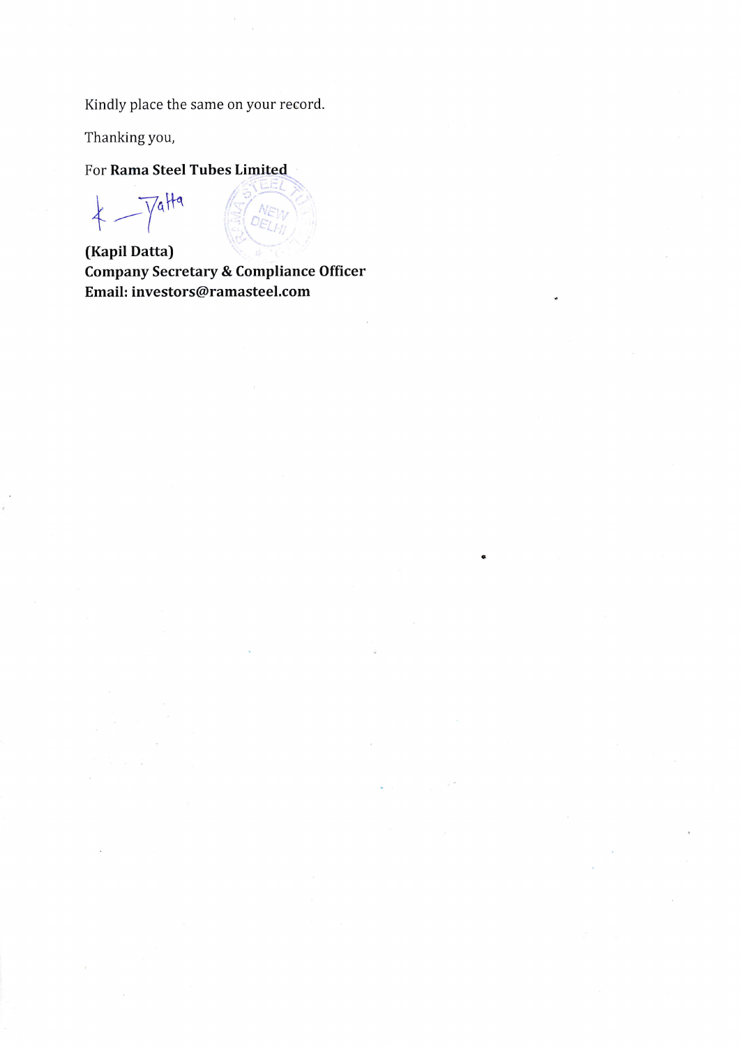Kindly place the same on your record.

Thanking you,

For **Rama Steel Tubes Limited**

**(Kapil Datta)**
**Company Secretary & Compliance Officer**
**Email: investors@ramasteel.com**